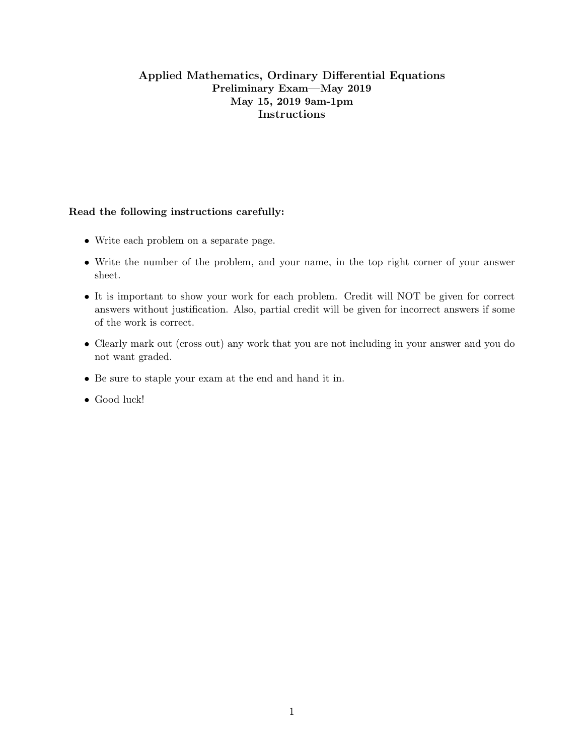# Applied Mathematics, Ordinary Differential Equations

## Preliminary Exam—May 2019

## May 15, 2019 9am-1pm

## Instructions

**Read the following instructions carefully:**

- Write each problem on a separate page.
- Write the number of the problem, and your name, in the top right corner of your answer sheet.
- It is important to show your work for each problem. Credit will NOT be given for correct answers without justification. Also, partial credit will be given for incorrect answers if some of the work is correct.
- Clearly mark out (cross out) any work that you are not including in your answer and you do not want graded.
- Be sure to staple your exam at the end and hand it in.
- Good luck!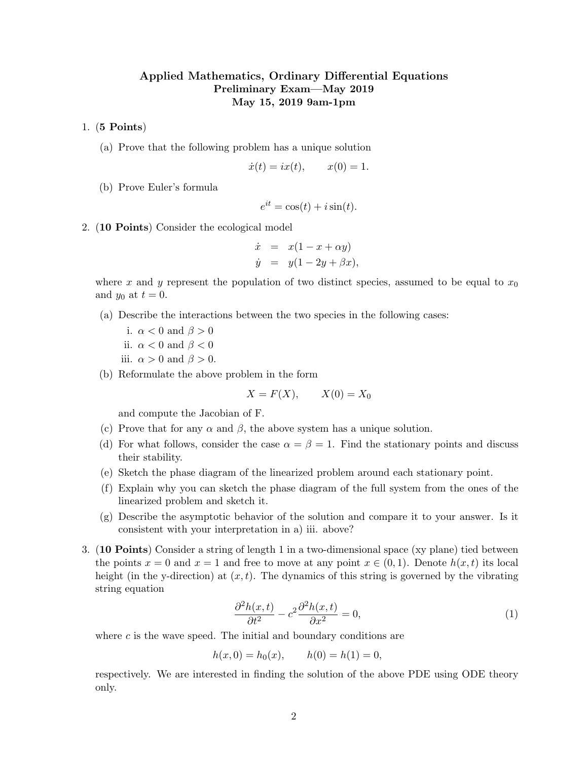# Applied Mathematics, Ordinary Differential Equations
## Preliminary Exam—May 2019
### May 15, 2019 9am-1pm

1. (**5 Points**)

   (a) Prove that the following problem has a unique solution
   $$\dot{x}(t) = ix(t), \qquad x(0) = 1.$$

   (b) Prove Euler's formula
   $$e^{it} = \cos(t) + i\sin(t).$$

2. (**10 Points**) Consider the ecological model
   $$\begin{aligned} \dot{x} &= x(1 - x + \alpha y) \\ \dot{y} &= y(1 - 2y + \beta x), \end{aligned}$$
   where $x$ and $y$ represent the population of two distinct species, assumed to be equal to $x_0$ and $y_0$ at $t = 0$.

   (a) Describe the interactions between the two species in the following cases:

   i. $\alpha < 0$ and $\beta > 0$

   ii. $\alpha < 0$ and $\beta < 0$

   iii. $\alpha > 0$ and $\beta > 0$.

   (b) Reformulate the above problem in the form
   $$X = F(X), \qquad X(0) = X_0$$
   and compute the Jacobian of F.

   (c) Prove that for any $\alpha$ and $\beta$, the above system has a unique solution.

   (d) For what follows, consider the case $\alpha = \beta = 1$. Find the stationary points and discuss their stability.

   (e) Sketch the phase diagram of the linearized problem around each stationary point.

   (f) Explain why you can sketch the phase diagram of the full system from the ones of the linearized problem and sketch it.

   (g) Describe the asymptotic behavior of the solution and compare it to your answer. Is it consistent with your interpretation in a) iii. above?

3. (**10 Points**) Consider a string of length 1 in a two-dimensional space (xy plane) tied between the points $x = 0$ and $x = 1$ and free to move at any point $x \in (0, 1)$. Denote $h(x, t)$ its local height (in the y-direction) at $(x, t)$. The dynamics of this string is governed by the vibrating string equation
   $$\frac{\partial^2 h(x,t)}{\partial t^2} - c^2 \frac{\partial^2 h(x,t)}{\partial x^2} = 0, \tag{1}$$
   where $c$ is the wave speed. The initial and boundary conditions are
   $$h(x, 0) = h_0(x), \qquad h(0) = h(1) = 0,$$
   respectively. We are interested in finding the solution of the above PDE using ODE theory only.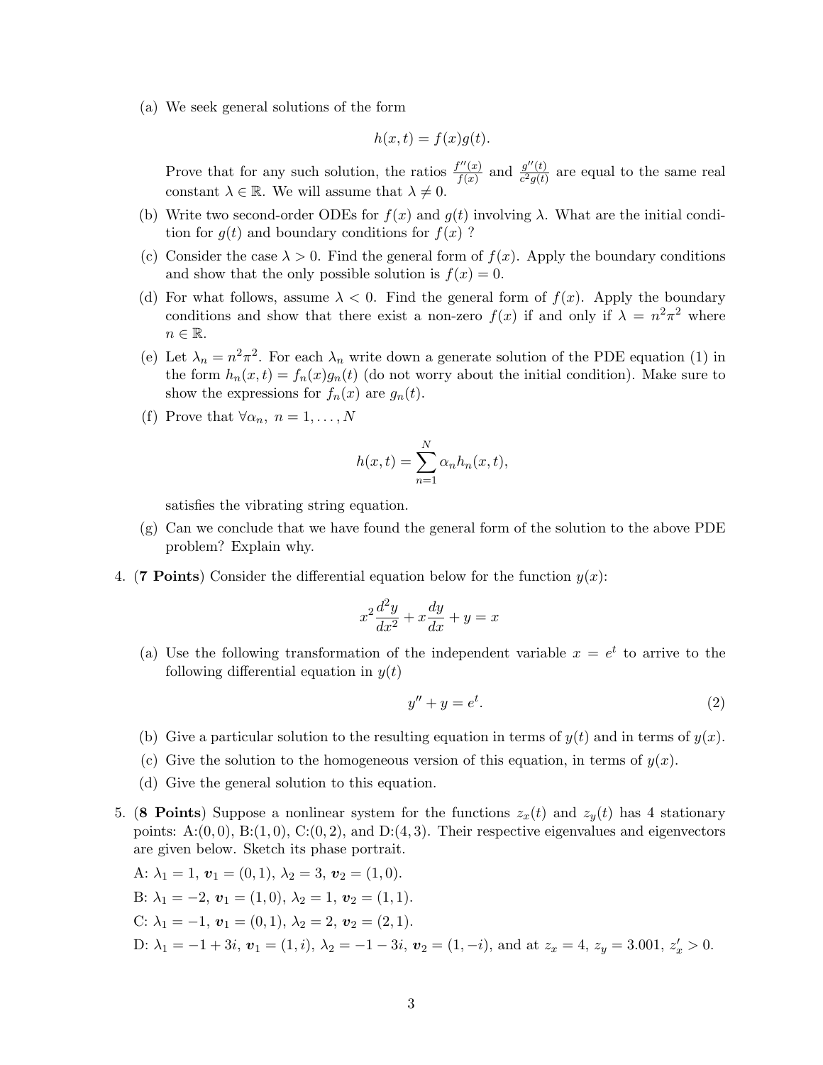(a) We seek general solutions of the form

$$h(x,t) = f(x)g(t).$$

Prove that for any such solution, the ratios $\frac{f''(x)}{f(x)}$ and $\frac{g''(t)}{c^2 g(t)}$ are equal to the same real constant $\lambda \in \mathbb{R}$. We will assume that $\lambda \neq 0$.

(b) Write two second-order ODEs for $f(x)$ and $g(t)$ involving $\lambda$. What are the initial condition for $g(t)$ and boundary conditions for $f(x)$ ?

(c) Consider the case $\lambda > 0$. Find the general form of $f(x)$. Apply the boundary conditions and show that the only possible solution is $f(x) = 0$.

(d) For what follows, assume $\lambda < 0$. Find the general form of $f(x)$. Apply the boundary conditions and show that there exist a non-zero $f(x)$ if and only if $\lambda = n^2\pi^2$ where $n \in \mathbb{R}$.

(e) Let $\lambda_n = n^2\pi^2$. For each $\lambda_n$ write down a generate solution of the PDE equation (1) in the form $h_n(x,t) = f_n(x)g_n(t)$ (do not worry about the initial condition). Make sure to show the expressions for $f_n(x)$ are $g_n(t)$.

(f) Prove that $\forall \alpha_n,\ n = 1, \ldots, N$

$$h(x,t) = \sum_{n=1}^{N} \alpha_n h_n(x,t),$$

satisfies the vibrating string equation.

(g) Can we conclude that we have found the general form of the solution to the above PDE problem? Explain why.

4. (**7 Points**) Consider the differential equation below for the function $y(x)$:

$$x^2 \frac{d^2 y}{dx^2} + x\frac{dy}{dx} + y = x$$

(a) Use the following transformation of the independent variable $x = e^t$ to arrive to the following differential equation in $y(t)$

$$y'' + y = e^t. \tag{2}$$

(b) Give a particular solution to the resulting equation in terms of $y(t)$ and in terms of $y(x)$.

(c) Give the solution to the homogeneous version of this equation, in terms of $y(x)$.

(d) Give the general solution to this equation.

5. (**8 Points**) Suppose a nonlinear system for the functions $z_x(t)$ and $z_y(t)$ has 4 stationary points: A:$(0,0)$, B:$(1,0)$, C:$(0,2)$, and D:$(4,3)$. Their respective eigenvalues and eigenvectors are given below. Sketch its phase portrait.

A: $\lambda_1 = 1$, $\boldsymbol{v}_1 = (0,1)$, $\lambda_2 = 3$, $\boldsymbol{v}_2 = (1,0)$.

B: $\lambda_1 = -2$, $\boldsymbol{v}_1 = (1,0)$, $\lambda_2 = 1$, $\boldsymbol{v}_2 = (1,1)$.

C: $\lambda_1 = -1$, $\boldsymbol{v}_1 = (0,1)$, $\lambda_2 = 2$, $\boldsymbol{v}_2 = (2,1)$.

D: $\lambda_1 = -1+3i$, $\boldsymbol{v}_1 = (1,i)$, $\lambda_2 = -1-3i$, $\boldsymbol{v}_2 = (1,-i)$, and at $z_x = 4$, $z_y = 3.001$, $z_x' > 0$.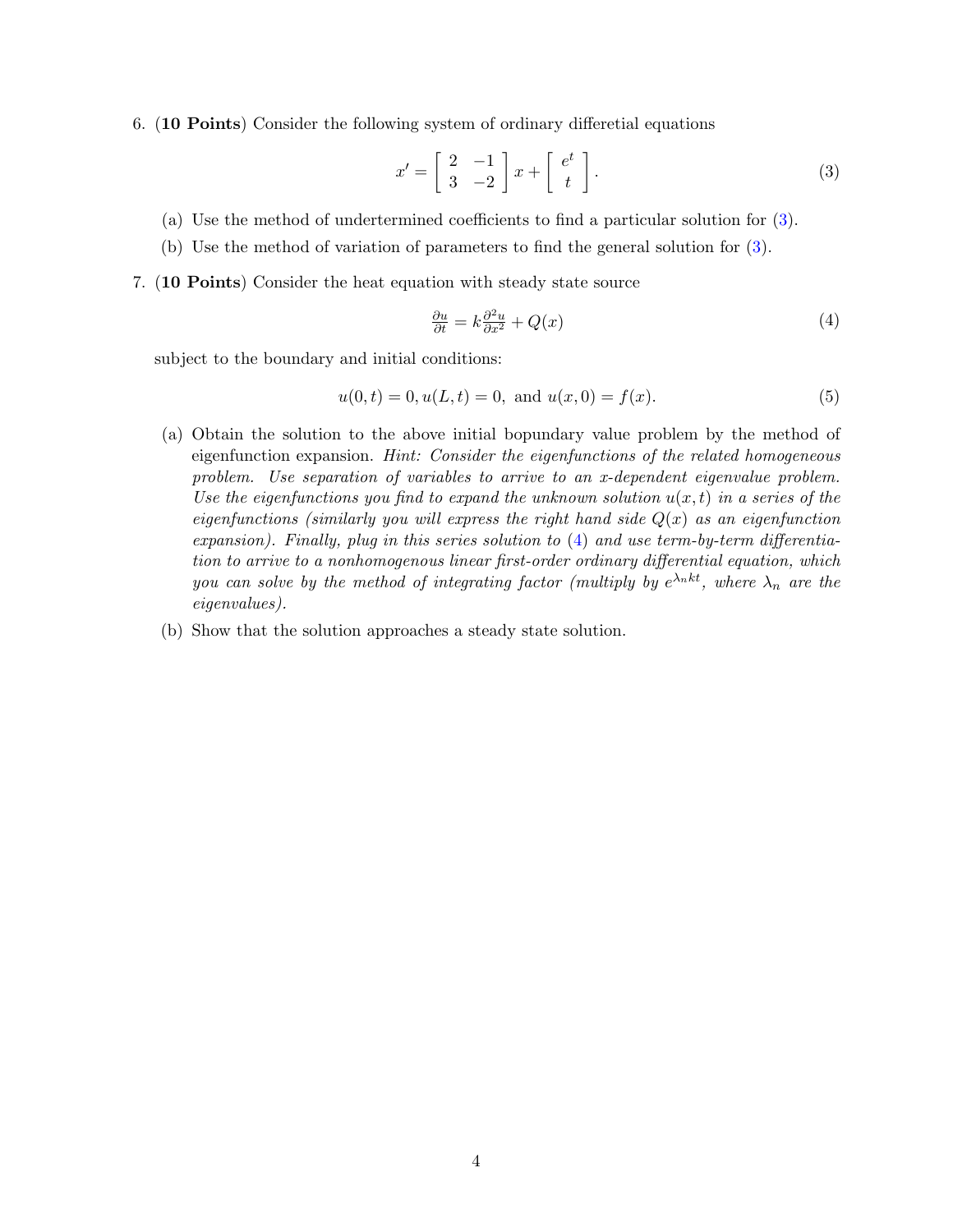6. **(10 Points)** Consider the following system of ordinary differetial equations

$$x' = \begin{bmatrix} 2 & -1 \\ 3 & -2 \end{bmatrix} x + \begin{bmatrix} e^t \\ t \end{bmatrix}. \tag{3}$$

   (a) Use the method of undertermined coefficients to find a particular solution for (3).

   (b) Use the method of variation of parameters to find the general solution for (3).

7. **(10 Points)** Consider the heat equation with steady state source

$$\frac{\partial u}{\partial t} = k\frac{\partial^2 u}{\partial x^2} + Q(x) \tag{4}$$

subject to the boundary and initial conditions:

$$u(0,t) = 0, u(L,t) = 0, \text{ and } u(x,0) = f(x). \tag{5}$$

   (a) Obtain the solution to the above initial bopundary value problem by the method of eigenfunction expansion. *Hint: Consider the eigenfunctions of the related homogeneous problem. Use separation of variables to arrive to an x-dependent eigenvalue problem. Use the eigenfunctions you find to expand the unknown solution $u(x,t)$ in a series of the eigenfunctions (similarly you will express the right hand side $Q(x)$ as an eigenfunction expansion). Finally, plug in this series solution to (4) and use term-by-term differentiation to arrive to a nonhomogenous linear first-order ordinary differential equation, which you can solve by the method of integrating factor (multiply by $e^{\lambda_n kt}$, where $\lambda_n$ are the eigenvalues).*

   (b) Show that the solution approaches a steady state solution.